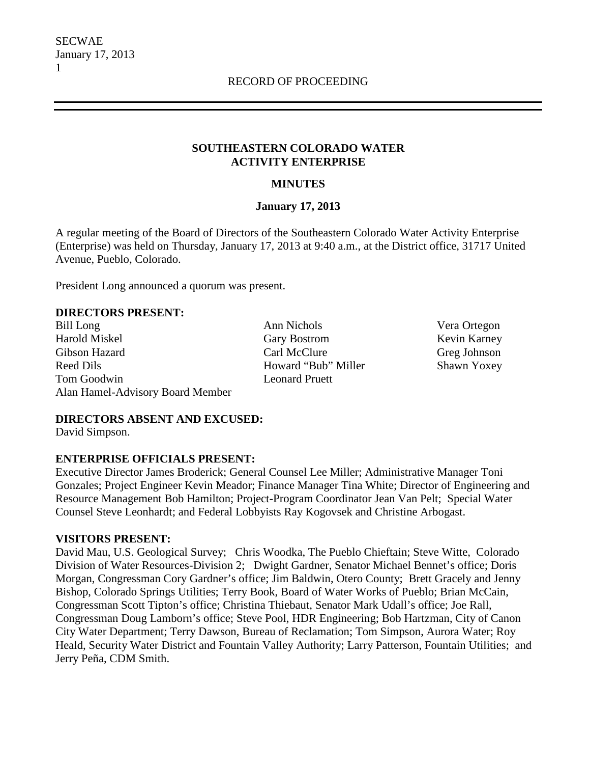RECORD OF PROCEEDING

# SOUTHEASTERN COLORADO WATER ACTIVITY ENTERPRISE

## MINUTES

### January 17, 2013

A regular meeting of the Board of Directors of the Southeastern Colorado Water Activity Enterprise (Enterprise) was held on Thursday, January 17, 2013 at 9:40 a.m., at the District office, 31717 United Avenue, Pueblo, Colorado.

President Long announced a quorum was present.

**DIRECTORS PRESENT:**

Bill Long
Harold Miskel
Gibson Hazard
Reed Dils
Tom Goodwin
Alan Hamel-Advisory Board Member
Ann Nichols
Gary Bostrom
Carl McClure
Howard "Bub" Miller
Leonard Pruett
Vera Ortegon
Kevin Karney
Greg Johnson
Shawn Yoxey

**DIRECTORS ABSENT AND EXCUSED:**

David Simpson.

**ENTERPRISE OFFICIALS PRESENT:**

Executive Director James Broderick; General Counsel Lee Miller; Administrative Manager Toni Gonzales; Project Engineer Kevin Meador; Finance Manager Tina White; Director of Engineering and Resource Management Bob Hamilton; Project-Program Coordinator Jean Van Pelt; Special Water Counsel Steve Leonhardt; and Federal Lobbyists Ray Kogovsek and Christine Arbogast.

**VISITORS PRESENT:**

David Mau, U.S. Geological Survey; Chris Woodka, The Pueblo Chieftain; Steve Witte, Colorado Division of Water Resources-Division 2; Dwight Gardner, Senator Michael Bennet's office; Doris Morgan, Congressman Cory Gardner's office; Jim Baldwin, Otero County; Brett Gracely and Jenny Bishop, Colorado Springs Utilities; Terry Book, Board of Water Works of Pueblo; Brian McCain, Congressman Scott Tipton's office; Christina Thiebaut, Senator Mark Udall's office; Joe Rall, Congressman Doug Lamborn's office; Steve Pool, HDR Engineering; Bob Hartzman, City of Canon City Water Department; Terry Dawson, Bureau of Reclamation; Tom Simpson, Aurora Water; Roy Heald, Security Water District and Fountain Valley Authority; Larry Patterson, Fountain Utilities; and Jerry Peña, CDM Smith.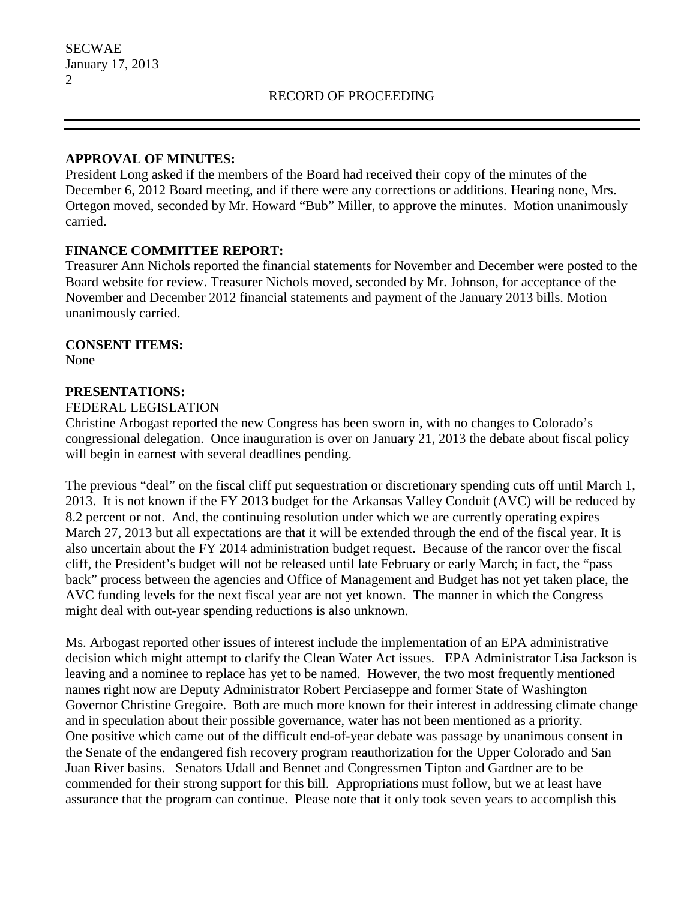## APPROVAL OF MINUTES:

President Long asked if the members of the Board had received their copy of the minutes of the December 6, 2012 Board meeting, and if there were any corrections or additions. Hearing none, Mrs. Ortegon moved, seconded by Mr. Howard "Bub" Miller, to approve the minutes. Motion unanimously carried.

## FINANCE COMMITTEE REPORT:

Treasurer Ann Nichols reported the financial statements for November and December were posted to the Board website for review. Treasurer Nichols moved, seconded by Mr. Johnson, for acceptance of the November and December 2012 financial statements and payment of the January 2013 bills. Motion unanimously carried.

## CONSENT ITEMS:

None

## PRESENTATIONS:

FEDERAL LEGISLATION

Christine Arbogast reported the new Congress has been sworn in, with no changes to Colorado's congressional delegation. Once inauguration is over on January 21, 2013 the debate about fiscal policy will begin in earnest with several deadlines pending.

The previous "deal" on the fiscal cliff put sequestration or discretionary spending cuts off until March 1, 2013. It is not known if the FY 2013 budget for the Arkansas Valley Conduit (AVC) will be reduced by 8.2 percent or not. And, the continuing resolution under which we are currently operating expires March 27, 2013 but all expectations are that it will be extended through the end of the fiscal year. It is also uncertain about the FY 2014 administration budget request. Because of the rancor over the fiscal cliff, the President's budget will not be released until late February or early March; in fact, the "pass back" process between the agencies and Office of Management and Budget has not yet taken place, the AVC funding levels for the next fiscal year are not yet known. The manner in which the Congress might deal with out-year spending reductions is also unknown.

Ms. Arbogast reported other issues of interest include the implementation of an EPA administrative decision which might attempt to clarify the Clean Water Act issues. EPA Administrator Lisa Jackson is leaving and a nominee to replace has yet to be named. However, the two most frequently mentioned names right now are Deputy Administrator Robert Perciaseppe and former State of Washington Governor Christine Gregoire. Both are much more known for their interest in addressing climate change and in speculation about their possible governance, water has not been mentioned as a priority. One positive which came out of the difficult end-of-year debate was passage by unanimous consent in the Senate of the endangered fish recovery program reauthorization for the Upper Colorado and San Juan River basins. Senators Udall and Bennet and Congressmen Tipton and Gardner are to be commended for their strong support for this bill. Appropriations must follow, but we at least have assurance that the program can continue. Please note that it only took seven years to accomplish this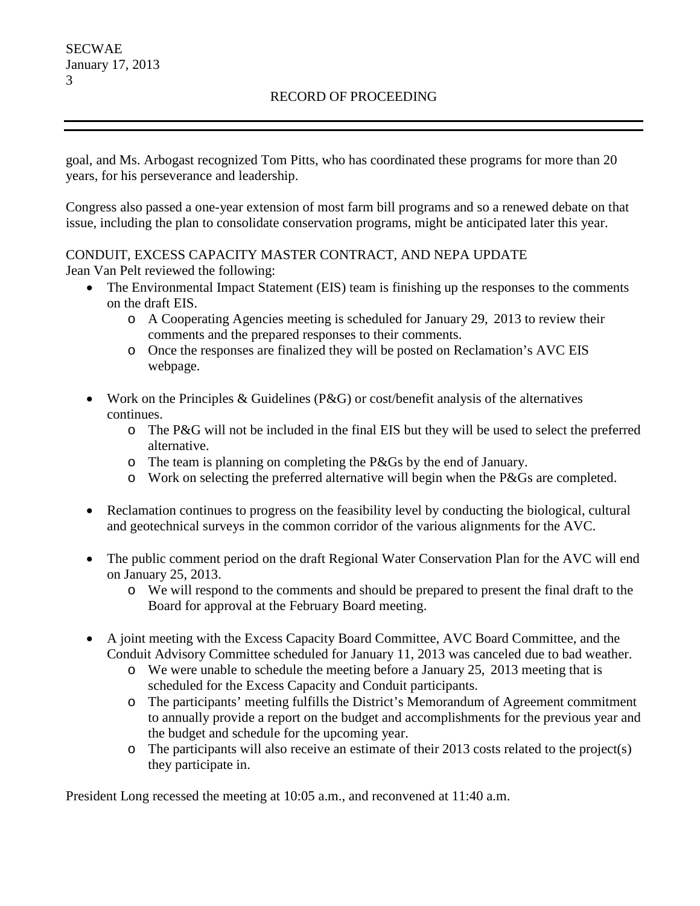goal, and Ms. Arbogast recognized Tom Pitts, who has coordinated these programs for more than 20 years, for his perseverance and leadership.

Congress also passed a one-year extension of most farm bill programs and so a renewed debate on that issue, including the plan to consolidate conservation programs, might be anticipated later this year.

CONDUIT, EXCESS CAPACITY MASTER CONTRACT, AND NEPA UPDATE

Jean Van Pelt reviewed the following:

- The Environmental Impact Statement (EIS) team is finishing up the responses to the comments on the draft EIS.
    - A Cooperating Agencies meeting is scheduled for January 29, 2013 to review their comments and the prepared responses to their comments.
    - Once the responses are finalized they will be posted on Reclamation's AVC EIS webpage.

- Work on the Principles & Guidelines (P&G) or cost/benefit analysis of the alternatives continues.
    - The P&G will not be included in the final EIS but they will be used to select the preferred alternative.
    - The team is planning on completing the P&Gs by the end of January.
    - Work on selecting the preferred alternative will begin when the P&Gs are completed.

- Reclamation continues to progress on the feasibility level by conducting the biological, cultural and geotechnical surveys in the common corridor of the various alignments for the AVC.

- The public comment period on the draft Regional Water Conservation Plan for the AVC will end on January 25, 2013.
    - We will respond to the comments and should be prepared to present the final draft to the Board for approval at the February Board meeting.

- A joint meeting with the Excess Capacity Board Committee, AVC Board Committee, and the Conduit Advisory Committee scheduled for January 11, 2013 was canceled due to bad weather.
    - We were unable to schedule the meeting before a January 25, 2013 meeting that is scheduled for the Excess Capacity and Conduit participants.
    - The participants' meeting fulfills the District's Memorandum of Agreement commitment to annually provide a report on the budget and accomplishments for the previous year and the budget and schedule for the upcoming year.
    - The participants will also receive an estimate of their 2013 costs related to the project(s) they participate in.

President Long recessed the meeting at 10:05 a.m., and reconvened at 11:40 a.m.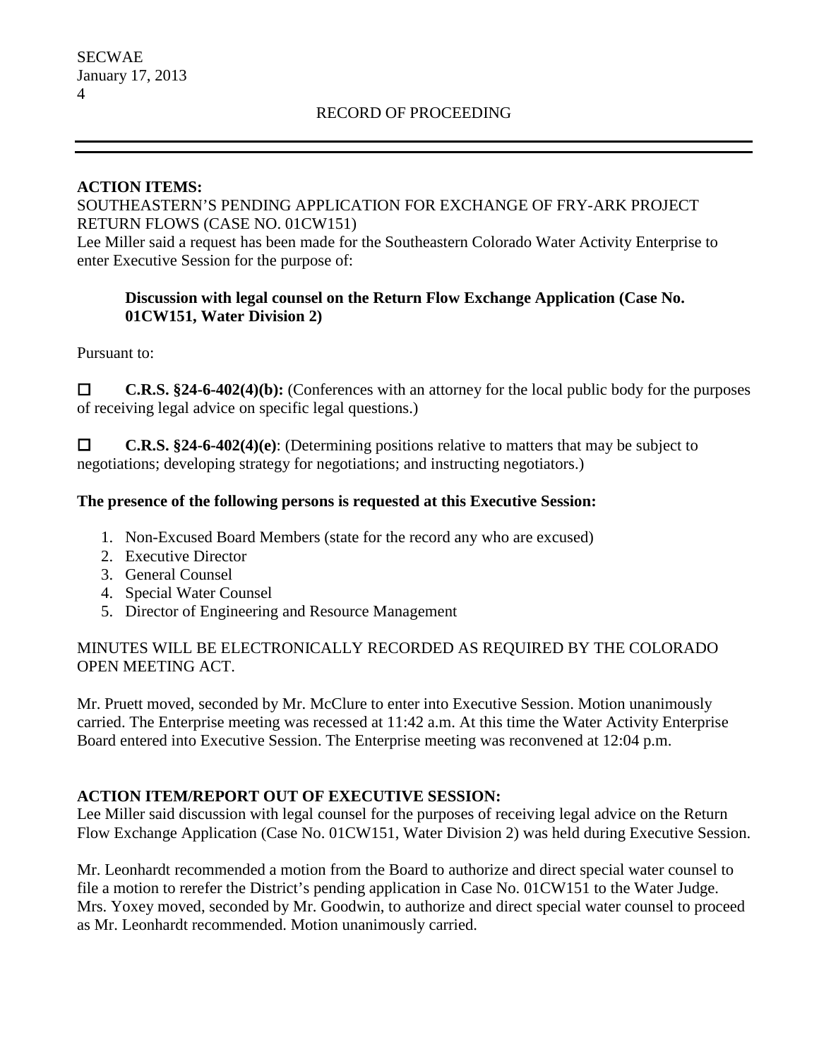RECORD OF PROCEEDING

**ACTION ITEMS:**

SOUTHEASTERN'S PENDING APPLICATION FOR EXCHANGE OF FRY-ARK PROJECT RETURN FLOWS (CASE NO. 01CW151)

Lee Miller said a request has been made for the Southeastern Colorado Water Activity Enterprise to enter Executive Session for the purpose of:

> **Discussion with legal counsel on the Return Flow Exchange Application (Case No. 01CW151, Water Division 2)**

Pursuant to:

☐ **C.R.S. §24-6-402(4)(b):** (Conferences with an attorney for the local public body for the purposes of receiving legal advice on specific legal questions.)

☐ **C.R.S. §24-6-402(4)(e)**: (Determining positions relative to matters that may be subject to negotiations; developing strategy for negotiations; and instructing negotiators.)

**The presence of the following persons is requested at this Executive Session:**

1. Non-Excused Board Members (state for the record any who are excused)
2. Executive Director
3. General Counsel
4. Special Water Counsel
5. Director of Engineering and Resource Management

MINUTES WILL BE ELECTRONICALLY RECORDED AS REQUIRED BY THE COLORADO OPEN MEETING ACT.

Mr. Pruett moved, seconded by Mr. McClure to enter into Executive Session. Motion unanimously carried. The Enterprise meeting was recessed at 11:42 a.m. At this time the Water Activity Enterprise Board entered into Executive Session. The Enterprise meeting was reconvened at 12:04 p.m.

**ACTION ITEM/REPORT OUT OF EXECUTIVE SESSION:**

Lee Miller said discussion with legal counsel for the purposes of receiving legal advice on the Return Flow Exchange Application (Case No. 01CW151, Water Division 2) was held during Executive Session.

Mr. Leonhardt recommended a motion from the Board to authorize and direct special water counsel to file a motion to rerefer the District's pending application in Case No. 01CW151 to the Water Judge. Mrs. Yoxey moved, seconded by Mr. Goodwin, to authorize and direct special water counsel to proceed as Mr. Leonhardt recommended. Motion unanimously carried.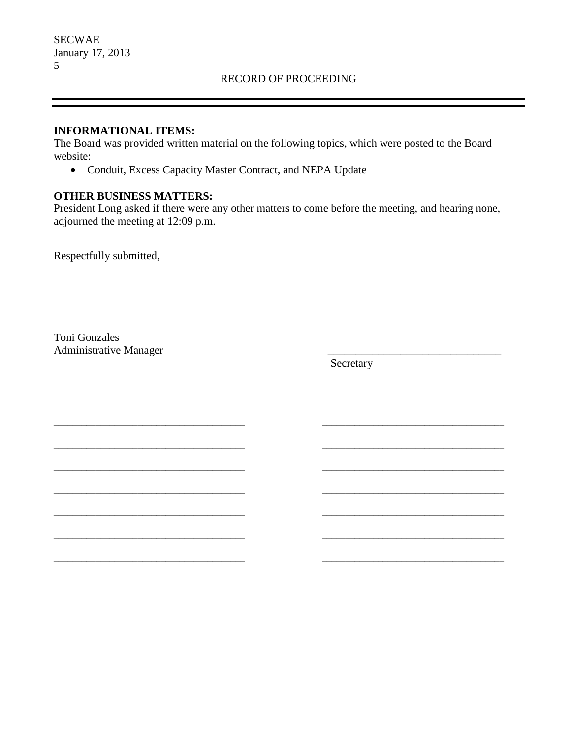RECORD OF PROCEEDING

**INFORMATIONAL ITEMS:**
The Board was provided written material on the following topics, which were posted to the Board website:

- Conduit, Excess Capacity Master Contract, and NEPA Update

**OTHER BUSINESS MATTERS:**
President Long asked if there were any other matters to come before the meeting, and hearing none, adjourned the meeting at 12:09 p.m.

Respectfully submitted,

Toni Gonzales
Administrative Manager

\_\_\_\_\_\_\_\_\_\_\_\_\_\_\_\_\_\_\_\_\_\_\_\_\_\_\_\_\_\_\_\_
Secretary

\_\_\_\_\_\_\_\_\_\_\_\_\_\_\_\_\_\_\_\_\_\_\_\_\_\_\_\_\_\_\_\_ \_\_\_\_\_\_\_\_\_\_\_\_\_\_\_\_\_\_\_\_\_\_\_\_\_\_\_\_\_\_\_\_

\_\_\_\_\_\_\_\_\_\_\_\_\_\_\_\_\_\_\_\_\_\_\_\_\_\_\_\_\_\_\_\_ \_\_\_\_\_\_\_\_\_\_\_\_\_\_\_\_\_\_\_\_\_\_\_\_\_\_\_\_\_\_\_\_

\_\_\_\_\_\_\_\_\_\_\_\_\_\_\_\_\_\_\_\_\_\_\_\_\_\_\_\_\_\_\_\_ \_\_\_\_\_\_\_\_\_\_\_\_\_\_\_\_\_\_\_\_\_\_\_\_\_\_\_\_\_\_\_\_

\_\_\_\_\_\_\_\_\_\_\_\_\_\_\_\_\_\_\_\_\_\_\_\_\_\_\_\_\_\_\_\_ \_\_\_\_\_\_\_\_\_\_\_\_\_\_\_\_\_\_\_\_\_\_\_\_\_\_\_\_\_\_\_\_

\_\_\_\_\_\_\_\_\_\_\_\_\_\_\_\_\_\_\_\_\_\_\_\_\_\_\_\_\_\_\_\_ \_\_\_\_\_\_\_\_\_\_\_\_\_\_\_\_\_\_\_\_\_\_\_\_\_\_\_\_\_\_\_\_

\_\_\_\_\_\_\_\_\_\_\_\_\_\_\_\_\_\_\_\_\_\_\_\_\_\_\_\_\_\_\_\_ \_\_\_\_\_\_\_\_\_\_\_\_\_\_\_\_\_\_\_\_\_\_\_\_\_\_\_\_\_\_\_\_

\_\_\_\_\_\_\_\_\_\_\_\_\_\_\_\_\_\_\_\_\_\_\_\_\_\_\_\_\_\_\_\_ \_\_\_\_\_\_\_\_\_\_\_\_\_\_\_\_\_\_\_\_\_\_\_\_\_\_\_\_\_\_\_\_